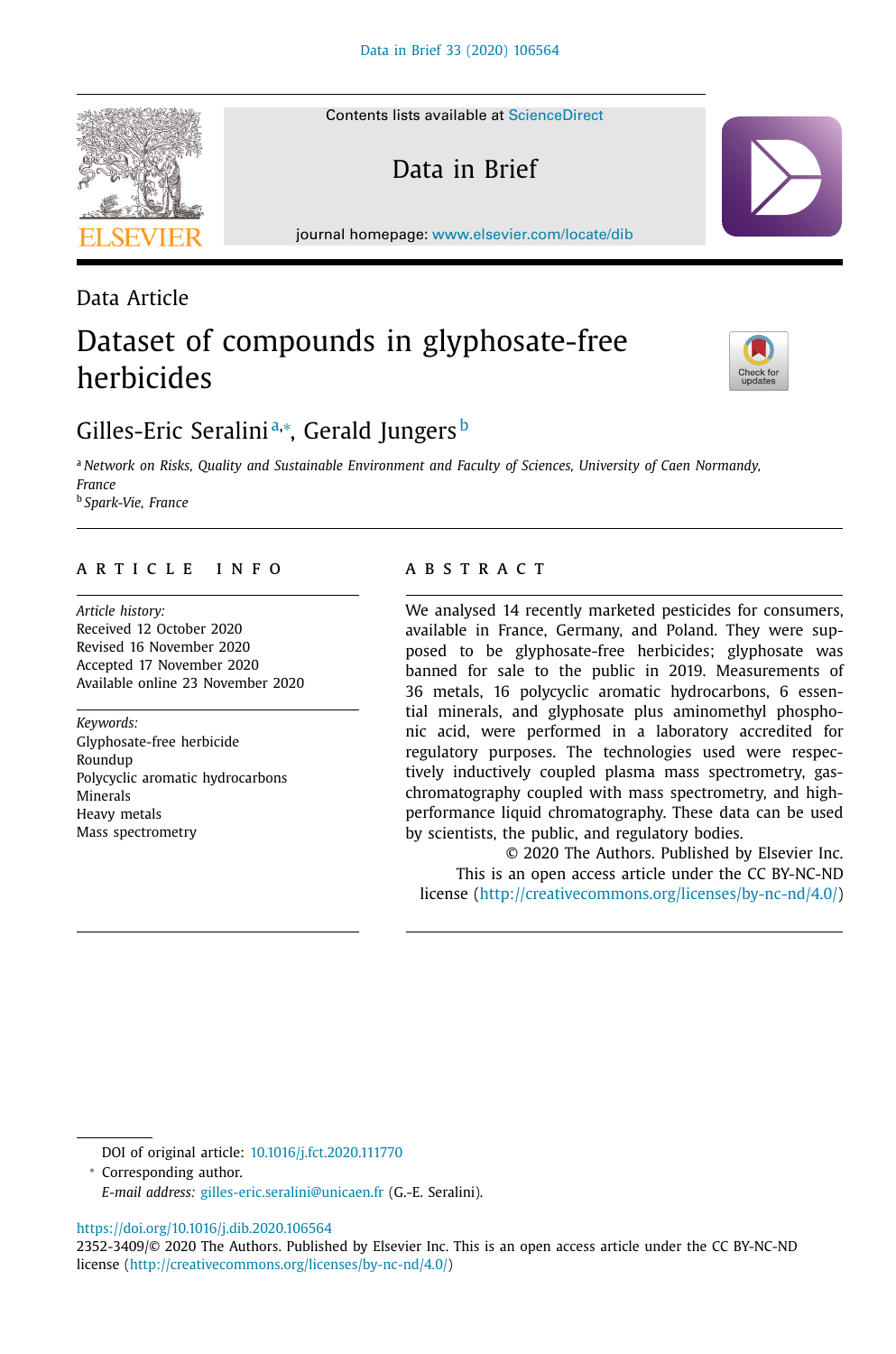Data Article

# Dataset of compounds in glyphosate-free herbicides

Gilles-Eric Seralini[a,*], Gerald Jungers[b]

[a] *Network on Risks, Quality and Sustainable Environment and Faculty of Sciences, University of Caen Normandy, France*
[b] *Spark-Vie, France*

## ARTICLE INFO

*Article history:*
Received 12 October 2020
Revised 16 November 2020
Accepted 17 November 2020
Available online 23 November 2020

*Keywords:*
Glyphosate-free herbicide
Roundup
Polycyclic aromatic hydrocarbons
Minerals
Heavy metals
Mass spectrometry

## ABSTRACT

We analysed 14 recently marketed pesticides for consumers, available in France, Germany, and Poland. They were supposed to be glyphosate-free herbicides; glyphosate was banned for sale to the public in 2019. Measurements of 36 metals, 16 polycyclic aromatic hydrocarbons, 6 essential minerals, and glyphosate plus aminomethyl phosphonic acid, were performed in a laboratory accredited for regulatory purposes. The technologies used were respectively inductively coupled plasma mass spectrometry, gas-chromatography coupled with mass spectrometry, and high-performance liquid chromatography. These data can be used by scientists, the public, and regulatory bodies.

© 2020 The Authors. Published by Elsevier Inc.
This is an open access article under the CC BY-NC-ND license (http://creativecommons.org/licenses/by-nc-nd/4.0/)

DOI of original article: 10.1016/j.fct.2020.111770

* Corresponding author.
*E-mail address:* gilles-eric.seralini@unicaen.fr (G.-E. Seralini).

https://doi.org/10.1016/j.dib.2020.106564
2352-3409/© 2020 The Authors. Published by Elsevier Inc. This is an open access article under the CC BY-NC-ND license (http://creativecommons.org/licenses/by-nc-nd/4.0/)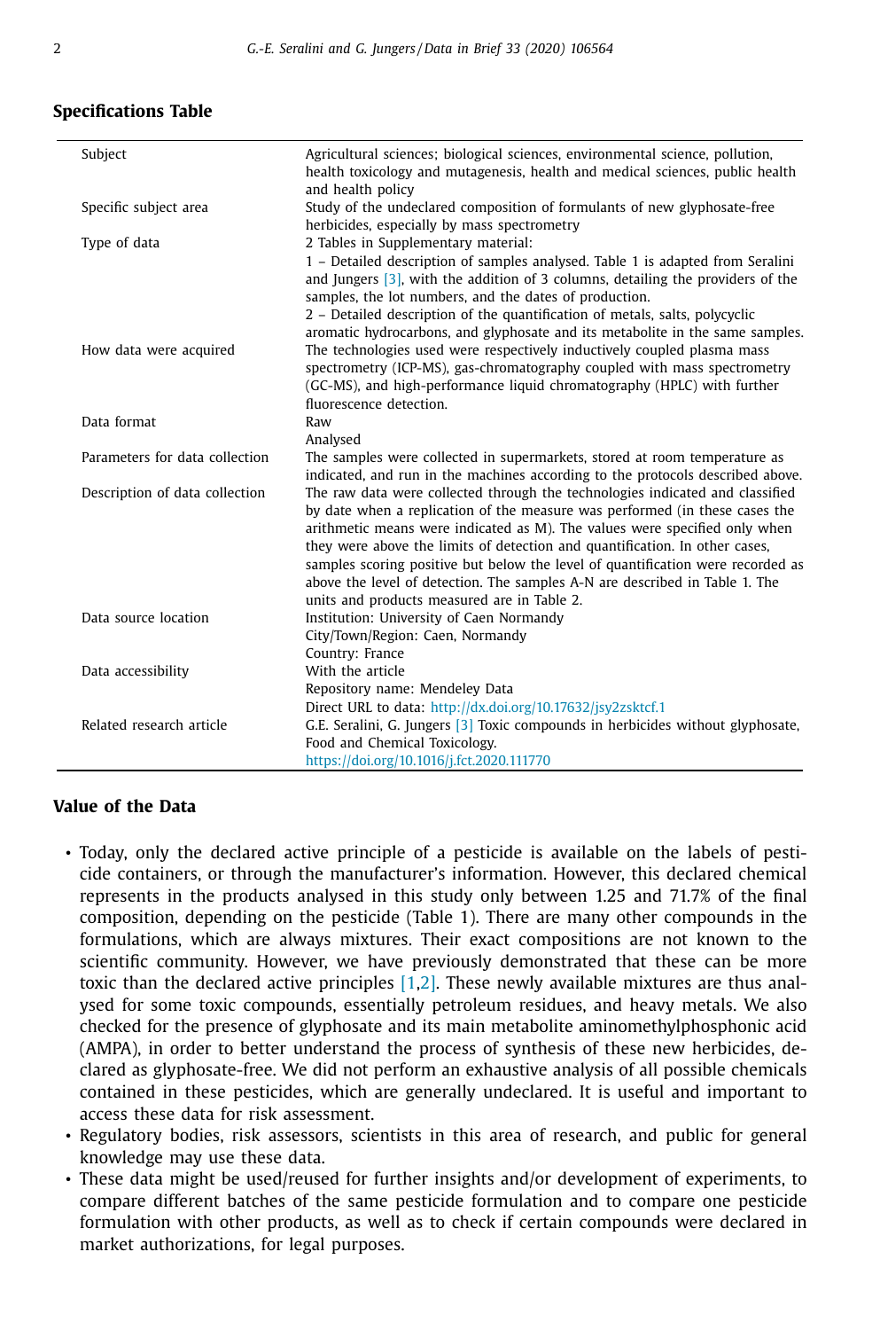## Specifications Table

| | |
|---|---|
| Subject | Agricultural sciences; biological sciences, environmental science, pollution, health toxicology and mutagenesis, health and medical sciences, public health and health policy |
| Specific subject area | Study of the undeclared composition of formulants of new glyphosate-free herbicides, especially by mass spectrometry |
| Type of data | 2 Tables in Supplementary material:<br>1 – Detailed description of samples analysed. Table 1 is adapted from Seralini and Jungers [3], with the addition of 3 columns, detailing the providers of the samples, the lot numbers, and the dates of production.<br>2 – Detailed description of the quantification of metals, salts, polycyclic aromatic hydrocarbons, and glyphosate and its metabolite in the same samples. |
| How data were acquired | The technologies used were respectively inductively coupled plasma mass spectrometry (ICP-MS), gas-chromatography coupled with mass spectrometry (GC-MS), and high-performance liquid chromatography (HPLC) with further fluorescence detection. |
| Data format | Raw<br>Analysed |
| Parameters for data collection | The samples were collected in supermarkets, stored at room temperature as indicated, and run in the machines according to the protocols described above. |
| Description of data collection | The raw data were collected through the technologies indicated and classified by date when a replication of the measure was performed (in these cases the arithmetic means were indicated as M). The values were specified only when they were above the limits of detection and quantification. In other cases, samples scoring positive but below the level of quantification were recorded as above the level of detection. The samples A-N are described in Table 1. The units and products measured are in Table 2. |
| Data source location | Institution: University of Caen Normandy<br>City/Town/Region: Caen, Normandy<br>Country: France |
| Data accessibility | With the article<br>Repository name: Mendeley Data<br>Direct URL to data: http://dx.doi.org/10.17632/jsy2zsktcf.1 |
| Related research article | G.E. Seralini, G. Jungers [3] Toxic compounds in herbicides without glyphosate, Food and Chemical Toxicology.<br>https://doi.org/10.1016/j.fct.2020.111770 |

## Value of the Data

- Today, only the declared active principle of a pesticide is available on the labels of pesticide containers, or through the manufacturer's information. However, this declared chemical represents in the products analysed in this study only between 1.25 and 71.7% of the final composition, depending on the pesticide (Table 1). There are many other compounds in the formulations, which are always mixtures. Their exact compositions are not known to the scientific community. However, we have previously demonstrated that these can be more toxic than the declared active principles [1,2]. These newly available mixtures are thus analysed for some toxic compounds, essentially petroleum residues, and heavy metals. We also checked for the presence of glyphosate and its main metabolite aminomethylphosphonic acid (AMPA), in order to better understand the process of synthesis of these new herbicides, declared as glyphosate-free. We did not perform an exhaustive analysis of all possible chemicals contained in these pesticides, which are generally undeclared. It is useful and important to access these data for risk assessment.
- Regulatory bodies, risk assessors, scientists in this area of research, and public for general knowledge may use these data.
- These data might be used/reused for further insights and/or development of experiments, to compare different batches of the same pesticide formulation and to compare one pesticide formulation with other products, as well as to check if certain compounds were declared in market authorizations, for legal purposes.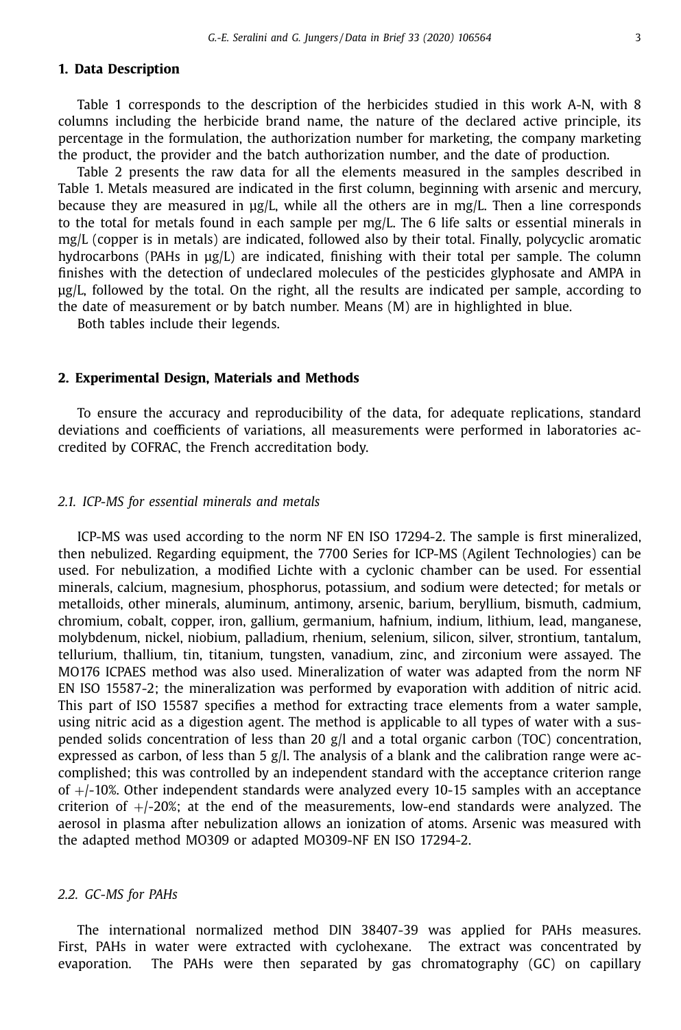## 1. Data Description

Table 1 corresponds to the description of the herbicides studied in this work A-N, with 8 columns including the herbicide brand name, the nature of the declared active principle, its percentage in the formulation, the authorization number for marketing, the company marketing the product, the provider and the batch authorization number, and the date of production.

Table 2 presents the raw data for all the elements measured in the samples described in Table 1. Metals measured are indicated in the first column, beginning with arsenic and mercury, because they are measured in µg/L, while all the others are in mg/L. Then a line corresponds to the total for metals found in each sample per mg/L. The 6 life salts or essential minerals in mg/L (copper is in metals) are indicated, followed also by their total. Finally, polycyclic aromatic hydrocarbons (PAHs in µg/L) are indicated, finishing with their total per sample. The column finishes with the detection of undeclared molecules of the pesticides glyphosate and AMPA in µg/L, followed by the total. On the right, all the results are indicated per sample, according to the date of measurement or by batch number. Means (M) are in highlighted in blue.

Both tables include their legends.

## 2. Experimental Design, Materials and Methods

To ensure the accuracy and reproducibility of the data, for adequate replications, standard deviations and coefficients of variations, all measurements were performed in laboratories accredited by COFRAC, the French accreditation body.

### *2.1. ICP-MS for essential minerals and metals*

ICP-MS was used according to the norm NF EN ISO 17294-2. The sample is first mineralized, then nebulized. Regarding equipment, the 7700 Series for ICP-MS (Agilent Technologies) can be used. For nebulization, a modified Lichte with a cyclonic chamber can be used. For essential minerals, calcium, magnesium, phosphorus, potassium, and sodium were detected; for metals or metalloids, other minerals, aluminum, antimony, arsenic, barium, beryllium, bismuth, cadmium, chromium, cobalt, copper, iron, gallium, germanium, hafnium, indium, lithium, lead, manganese, molybdenum, nickel, niobium, palladium, rhenium, selenium, silicon, silver, strontium, tantalum, tellurium, thallium, tin, titanium, tungsten, vanadium, zinc, and zirconium were assayed. The MO176 ICPAES method was also used. Mineralization of water was adapted from the norm NF EN ISO 15587-2; the mineralization was performed by evaporation with addition of nitric acid. This part of ISO 15587 specifies a method for extracting trace elements from a water sample, using nitric acid as a digestion agent. The method is applicable to all types of water with a suspended solids concentration of less than 20 g/l and a total organic carbon (TOC) concentration, expressed as carbon, of less than 5 g/l. The analysis of a blank and the calibration range were accomplished; this was controlled by an independent standard with the acceptance criterion range of +/-10%. Other independent standards were analyzed every 10-15 samples with an acceptance criterion of +/-20%; at the end of the measurements, low-end standards were analyzed. The aerosol in plasma after nebulization allows an ionization of atoms. Arsenic was measured with the adapted method MO309 or adapted MO309-NF EN ISO 17294-2.

### *2.2. GC-MS for PAHs*

The international normalized method DIN 38407-39 was applied for PAHs measures. First, PAHs in water were extracted with cyclohexane. The extract was concentrated by evaporation. The PAHs were then separated by gas chromatography (GC) on capillary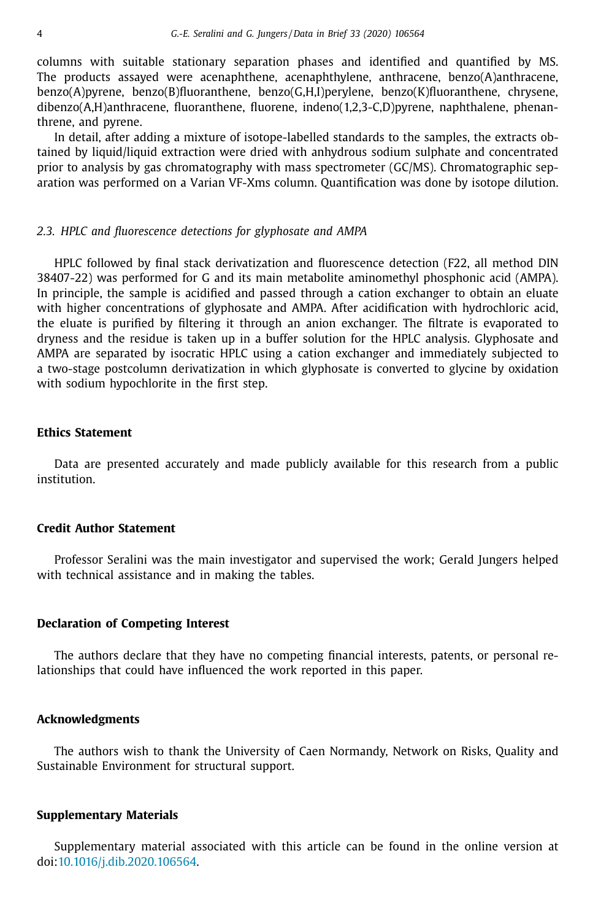columns with suitable stationary separation phases and identified and quantified by MS. The products assayed were acenaphthene, acenaphthylene, anthracene, benzo(A)anthracene, benzo(A)pyrene, benzo(B)fluoranthene, benzo(G,H,I)perylene, benzo(K)fluoranthene, chrysene, dibenzo(A,H)anthracene, fluoranthene, fluorene, indeno(1,2,3-C,D)pyrene, naphthalene, phenanthrene, and pyrene.

In detail, after adding a mixture of isotope-labelled standards to the samples, the extracts obtained by liquid/liquid extraction were dried with anhydrous sodium sulphate and concentrated prior to analysis by gas chromatography with mass spectrometer (GC/MS). Chromatographic separation was performed on a Varian VF-Xms column. Quantification was done by isotope dilution.

### *2.3. HPLC and fluorescence detections for glyphosate and AMPA*

HPLC followed by final stack derivatization and fluorescence detection (F22, all method DIN 38407-22) was performed for G and its main metabolite aminomethyl phosphonic acid (AMPA). In principle, the sample is acidified and passed through a cation exchanger to obtain an eluate with higher concentrations of glyphosate and AMPA. After acidification with hydrochloric acid, the eluate is purified by filtering it through an anion exchanger. The filtrate is evaporated to dryness and the residue is taken up in a buffer solution for the HPLC analysis. Glyphosate and AMPA are separated by isocratic HPLC using a cation exchanger and immediately subjected to a two-stage postcolumn derivatization in which glyphosate is converted to glycine by oxidation with sodium hypochlorite in the first step.

## Ethics Statement

Data are presented accurately and made publicly available for this research from a public institution.

## Credit Author Statement

Professor Seralini was the main investigator and supervised the work; Gerald Jungers helped with technical assistance and in making the tables.

## Declaration of Competing Interest

The authors declare that they have no competing financial interests, patents, or personal relationships that could have influenced the work reported in this paper.

## Acknowledgments

The authors wish to thank the University of Caen Normandy, Network on Risks, Quality and Sustainable Environment for structural support.

## Supplementary Materials

Supplementary material associated with this article can be found in the online version at doi:10.1016/j.dib.2020.106564.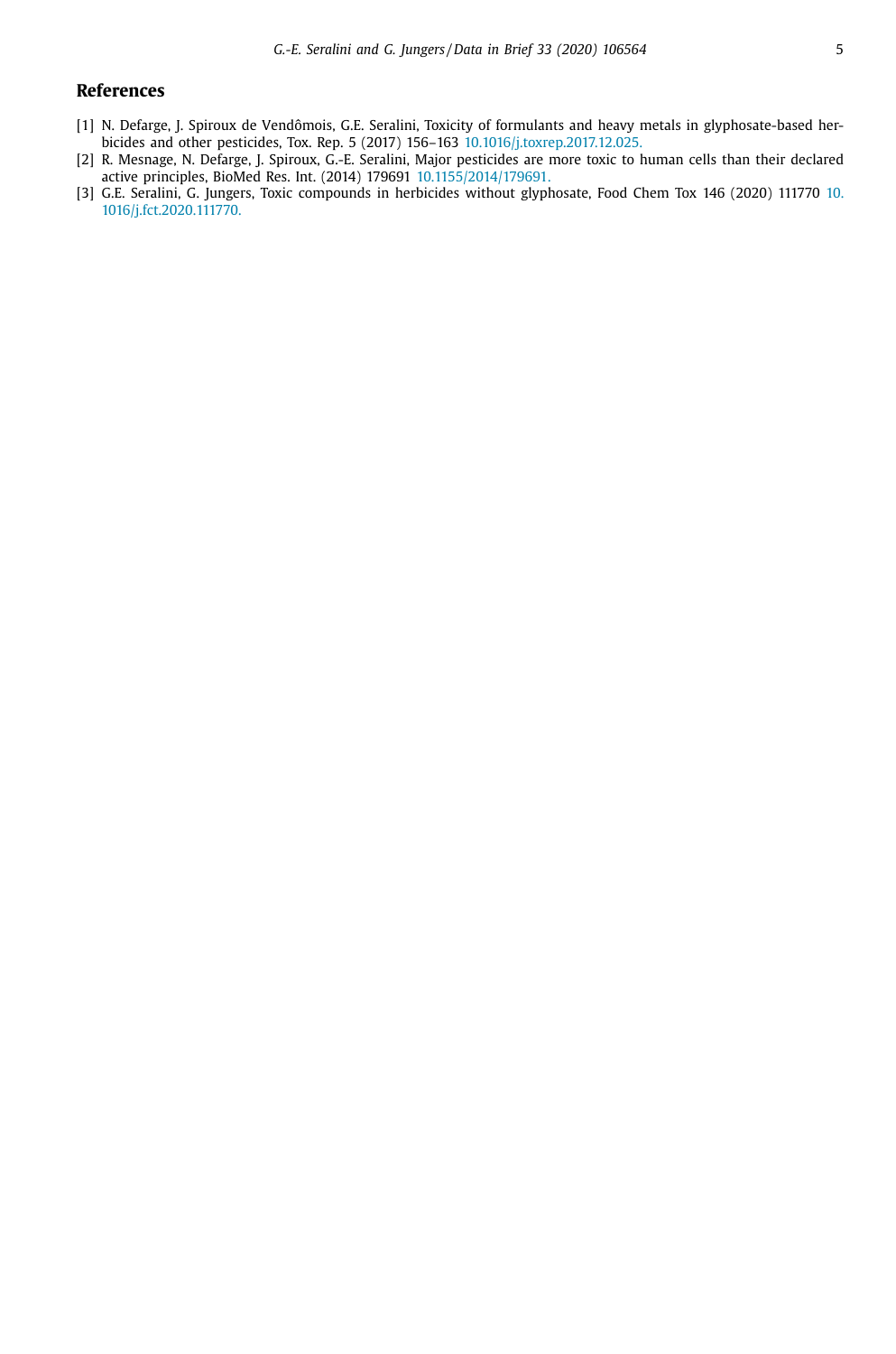## References

[1] N. Defarge, J. Spiroux de Vendômois, G.E. Seralini, Toxicity of formulants and heavy metals in glyphosate-based herbicides and other pesticides, Tox. Rep. 5 (2017) 156–163 10.1016/j.toxrep.2017.12.025.

[2] R. Mesnage, N. Defarge, J. Spiroux, G.-E. Seralini, Major pesticides are more toxic to human cells than their declared active principles, BioMed Res. Int. (2014) 179691 10.1155/2014/179691.

[3] G.E. Seralini, G. Jungers, Toxic compounds in herbicides without glyphosate, Food Chem Tox 146 (2020) 111770 10.1016/j.fct.2020.111770.